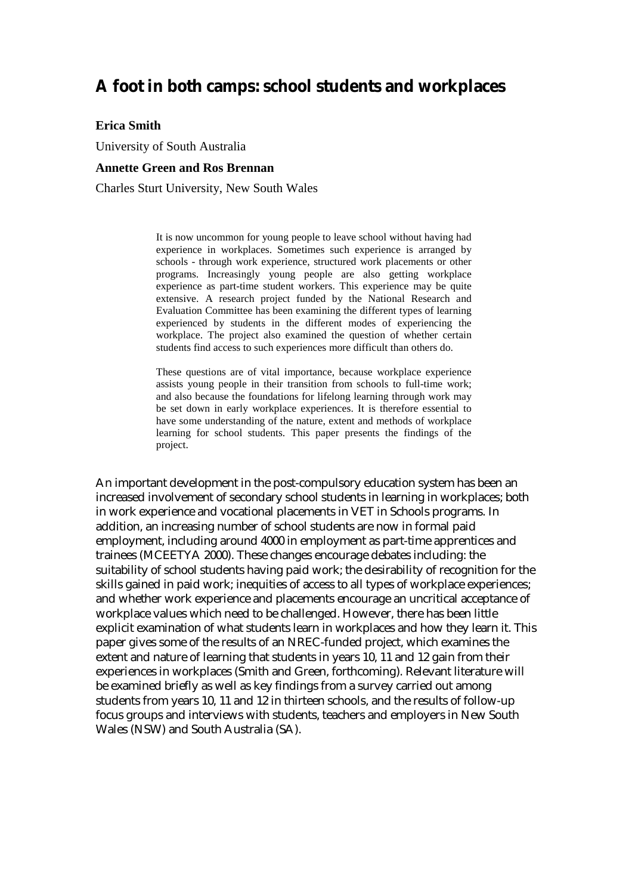# A foot in both camps: school students and workplaces

**Erica Smith**

University of South Australia

**Annette Green and Ros Brennan**

Charles Sturt University, New South Wales

> It is now uncommon for young people to leave school without having had experience in workplaces. Sometimes such experience is arranged by schools - through work experience, structured work placements or other programs. Increasingly young people are also getting workplace experience as part-time student workers. This experience may be quite extensive. A research project funded by the National Research and Evaluation Committee has been examining the different types of learning experienced by students in the different modes of experiencing the workplace. The project also examined the question of whether certain students find access to such experiences more difficult than others do.
>
> These questions are of vital importance, because workplace experience assists young people in their transition from schools to full-time work; and also because the foundations for lifelong learning through work may be set down in early workplace experiences. It is therefore essential to have some understanding of the nature, extent and methods of workplace learning for school students. This paper presents the findings of the project.

An important development in the post-compulsory education system has been an increased involvement of secondary school students in learning in workplaces; both in work experience and vocational placements in VET in Schools programs. In addition, an increasing number of school students are now in formal paid employment, including around 4000 in employment as part-time apprentices and trainees (MCEETYA 2000). These changes encourage debates including: the suitability of school students having paid work; the desirability of recognition for the skills gained in paid work; inequities of access to all types of workplace experiences; and whether work experience and placements encourage an uncritical acceptance of workplace values which need to be challenged. However, there has been little explicit examination of what students learn in workplaces and how they learn it. This paper gives some of the results of an NREC-funded project, which examines the extent and nature of learning that students in years 10, 11 and 12 gain from their experiences in workplaces (Smith and Green, forthcoming). Relevant literature will be examined briefly as well as key findings from a survey carried out among students from years 10, 11 and 12 in thirteen schools, and the results of follow-up focus groups and interviews with students, teachers and employers in New South Wales (NSW) and South Australia (SA).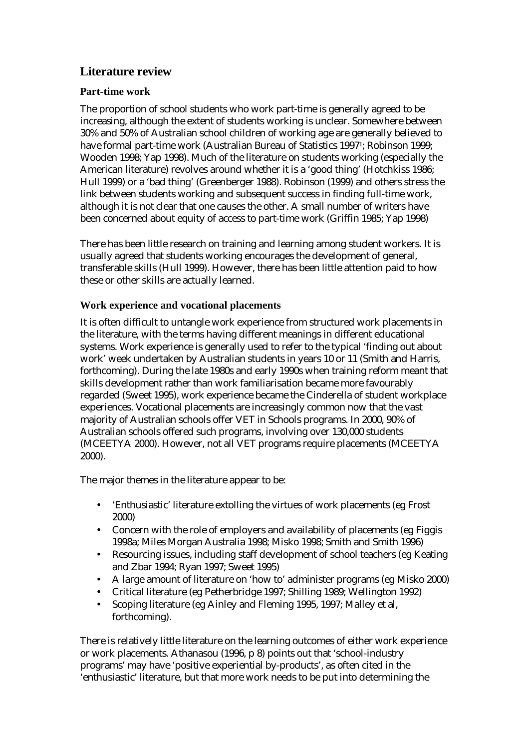## Literature review

### Part-time work

The proportion of school students who work part-time is generally agreed to be increasing, although the extent of students working is unclear. Somewhere between 30% and 50% of Australian school children of working age are generally believed to have formal part-time work (Australian Bureau of Statistics 1997[1]; Robinson 1999; Wooden 1998; Yap 1998). Much of the literature on students working (especially the American literature) revolves around whether it is a 'good thing' (Hotchkiss 1986; Hull 1999) or a 'bad thing' (Greenberger 1988). Robinson (1999) and others stress the link between students working and subsequent success in finding full-time work, although it is not clear that one causes the other. A small number of writers have been concerned about equity of access to part-time work (Griffin 1985; Yap 1998)

There has been little research on training and learning among student workers. It is usually agreed that students working encourages the development of general, transferable skills (Hull 1999). However, there has been little attention paid to how these or other skills are actually learned.

### Work experience and vocational placements

It is often difficult to untangle work experience from structured work placements in the literature, with the terms having different meanings in different educational systems. Work experience is generally used to refer to the typical 'finding out about work' week undertaken by Australian students in years 10 or 11 (Smith and Harris, forthcoming). During the late 1980s and early 1990s when training reform meant that skills development rather than work familiarisation became more favourably regarded (Sweet 1995), work experience became the Cinderella of student workplace experiences. Vocational placements are increasingly common now that the vast majority of Australian schools offer VET in Schools programs. In 2000, 90% of Australian schools offered such programs, involving over 130,000 students (MCEETYA 2000). However, not all VET programs require placements (MCEETYA 2000).

The major themes in the literature appear to be:

- 'Enthusiastic' literature extolling the virtues of work placements (eg Frost 2000)
- Concern with the role of employers and availability of placements (eg Figgis 1998a; Miles Morgan Australia 1998; Misko 1998; Smith and Smith 1996)
- Resourcing issues, including staff development of school teachers (eg Keating and Zbar 1994; Ryan 1997; Sweet 1995)
- A large amount of literature on 'how to' administer programs (eg Misko 2000)
- Critical literature (eg Petherbridge 1997; Shilling 1989; Wellington 1992)
- Scoping literature (eg Ainley and Fleming 1995, 1997; Malley et al, forthcoming).

There is relatively little literature on the learning outcomes of either work experience or work placements. Athanasou (1996, p 8) points out that 'school-industry programs' may have 'positive experiential by-products', as often cited in the 'enthusiastic' literature, but that more work needs to be put into determining the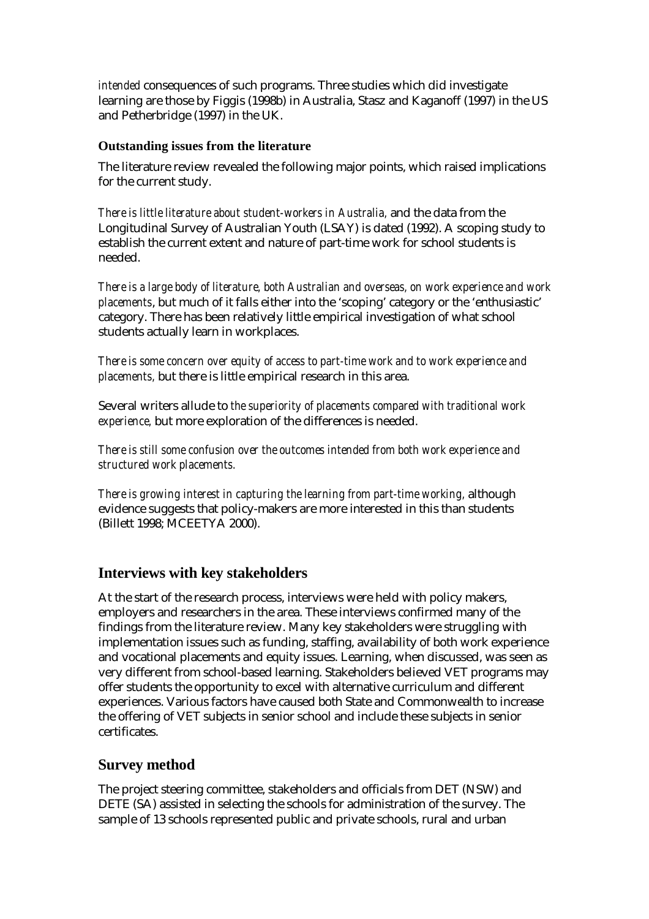*intended* consequences of such programs. Three studies which did investigate learning are those by Figgis (1998b) in Australia, Stasz and Kaganoff (1997) in the US and Petherbridge (1997) in the UK.

### Outstanding issues from the literature

The literature review revealed the following major points, which raised implications for the current study.

*There is little literature about student-workers in Australia,* and the data from the Longitudinal Survey of Australian Youth (LSAY) is dated (1992). A scoping study to establish the current extent and nature of part-time work for school students is needed.

*There is a large body of literature, both Australian and overseas, on work experience and work placements*, but much of it falls either into the 'scoping' category or the 'enthusiastic' category. There has been relatively little empirical investigation of what school students actually learn in workplaces.

*There is some concern over equity of access to part-time work and to work experience and placements,* but there is little empirical research in this area.

Several writers allude to *the superiority of placements compared with traditional work experience,* but more exploration of the differences is needed.

*There is still some confusion over the outcomes intended from both work experience and structured work placements.*

*There is growing interest in capturing the learning from part-time working,* although evidence suggests that policy-makers are more interested in this than students (Billett 1998; MCEETYA 2000).

## Interviews with key stakeholders

At the start of the research process, interviews were held with policy makers, employers and researchers in the area. These interviews confirmed many of the findings from the literature review. Many key stakeholders were struggling with implementation issues such as funding, staffing, availability of both work experience and vocational placements and equity issues. Learning, when discussed, was seen as very different from school-based learning. Stakeholders believed VET programs may offer students the opportunity to excel with alternative curriculum and different experiences. Various factors have caused both State and Commonwealth to increase the offering of VET subjects in senior school and include these subjects in senior certificates.

## Survey method

The project steering committee, stakeholders and officials from DET (NSW) and DETE (SA) assisted in selecting the schools for administration of the survey. The sample of 13 schools represented public and private schools, rural and urban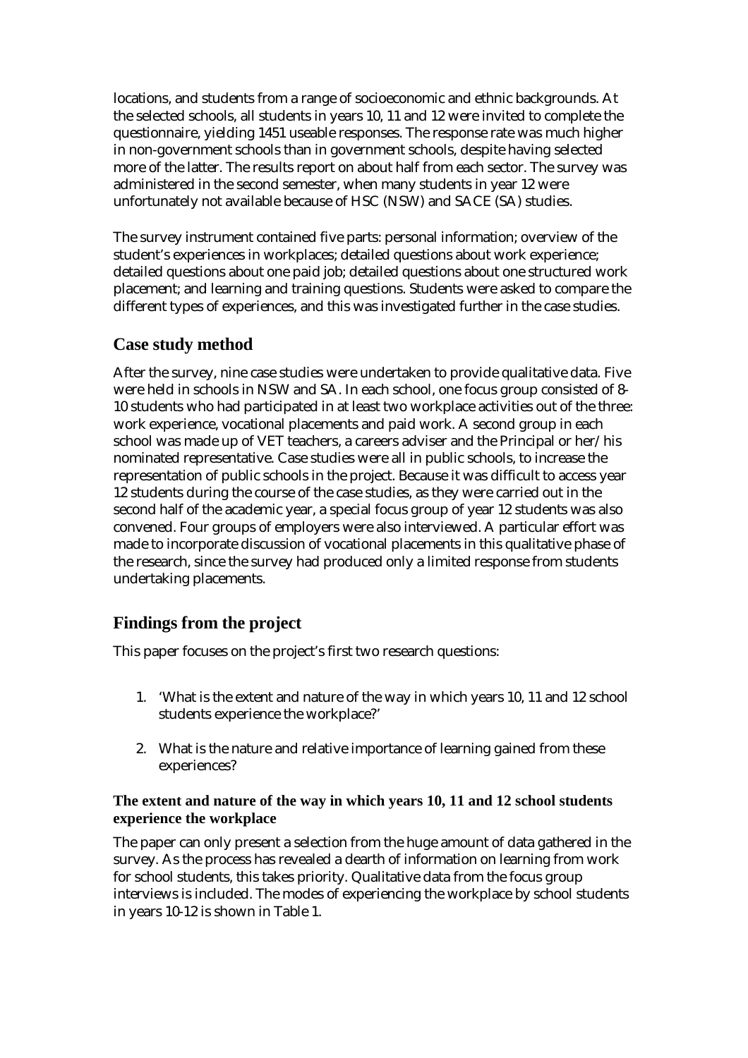locations, and students from a range of socioeconomic and ethnic backgrounds. At the selected schools, all students in years 10, 11 and 12 were invited to complete the questionnaire, yielding 1451 useable responses. The response rate was much higher in non-government schools than in government schools, despite having selected more of the latter. The results report on about half from each sector. The survey was administered in the second semester, when many students in year 12 were unfortunately not available because of HSC (NSW) and SACE (SA) studies.

The survey instrument contained five parts: personal information; overview of the student's experiences in workplaces; detailed questions about work experience; detailed questions about one paid job; detailed questions about one structured work placement; and learning and training questions. Students were asked to compare the different types of experiences, and this was investigated further in the case studies.

## Case study method

After the survey, nine case studies were undertaken to provide qualitative data. Five were held in schools in NSW and SA. In each school, one focus group consisted of 8-10 students who had participated in at least two workplace activities out of the three: work experience, vocational placements and paid work. A second group in each school was made up of VET teachers, a careers adviser and the Principal or her/his nominated representative. Case studies were all in public schools, to increase the representation of public schools in the project. Because it was difficult to access year 12 students during the course of the case studies, as they were carried out in the second half of the academic year, a special focus group of year 12 students was also convened. Four groups of employers were also interviewed. A particular effort was made to incorporate discussion of vocational placements in this qualitative phase of the research, since the survey had produced only a limited response from students undertaking placements.

## Findings from the project

This paper focuses on the project's first two research questions:

1. 'What is the extent and nature of the way in which years 10, 11 and 12 school students experience the workplace?'
2. What is the nature and relative importance of learning gained from these experiences?

### The extent and nature of the way in which years 10, 11 and 12 school students experience the workplace

The paper can only present a selection from the huge amount of data gathered in the survey. As the process has revealed a dearth of information on learning from work for school students, this takes priority. Qualitative data from the focus group interviews is included. The modes of experiencing the workplace by school students in years 10-12 is shown in Table 1.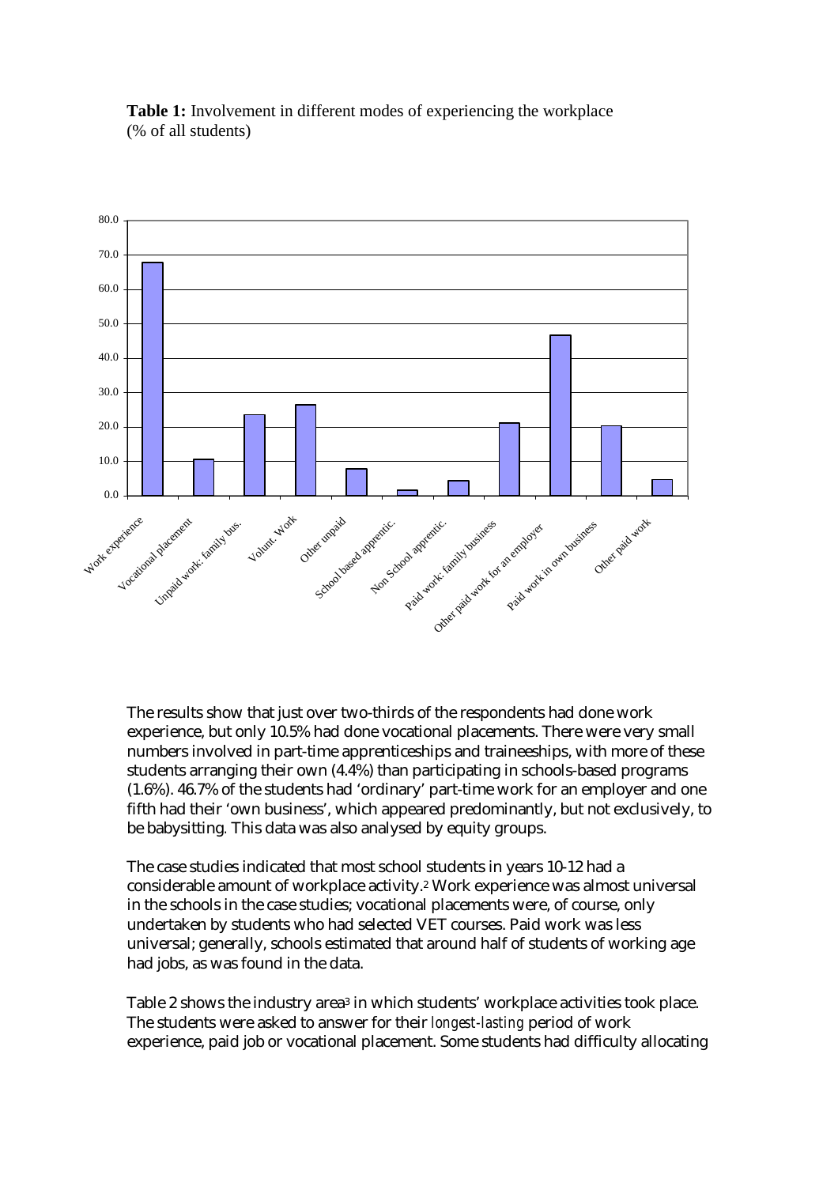**Table 1:** Involvement in different modes of experiencing the workplace (% of all students)

The results show that just over two-thirds of the respondents had done work experience, but only 10.5% had done vocational placements. There were very small numbers involved in part-time apprenticeships and traineeships, with more of these students arranging their own (4.4%) than participating in schools-based programs (1.6%). 46.7% of the students had 'ordinary' part-time work for an employer and one fifth had their 'own business', which appeared predominantly, but not exclusively, to be babysitting. This data was also analysed by equity groups.

The case studies indicated that most school students in years 10-12 had a considerable amount of workplace activity.[2] Work experience was almost universal in the schools in the case studies; vocational placements were, of course, only undertaken by students who had selected VET courses. Paid work was less universal; generally, schools estimated that around half of students of working age had jobs, as was found in the data.

Table 2 shows the industry area[3] in which students' workplace activities took place. The students were asked to answer for their *longest-lasting* period of work experience, paid job or vocational placement. Some students had difficulty allocating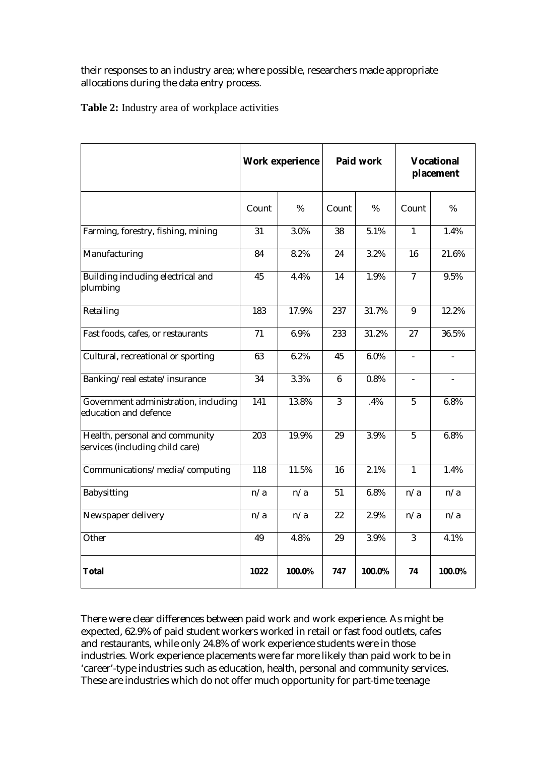their responses to an industry area; where possible, researchers made appropriate allocations during the data entry process.

**Table 2:** Industry area of workplace activities

| | **Work experience** | | **Paid work** | | **Vocational placement** | |
|---|---|---|---|---|---|---|
| | Count | % | Count | % | Count | % |
| Farming, forestry, fishing, mining | 31 | 3.0% | 38 | 5.1% | 1 | 1.4% |
| Manufacturing | 84 | 8.2% | 24 | 3.2% | 16 | 21.6% |
| Building including electrical and plumbing | 45 | 4.4% | 14 | 1.9% | 7 | 9.5% |
| Retailing | 183 | 17.9% | 237 | 31.7% | 9 | 12.2% |
| Fast foods, cafes, or restaurants | 71 | 6.9% | 233 | 31.2% | 27 | 36.5% |
| Cultural, recreational or sporting | 63 | 6.2% | 45 | 6.0% | - | - |
| Banking/real estate/insurance | 34 | 3.3% | 6 | 0.8% | - | - |
| Government administration, including education and defence | 141 | 13.8% | 3 | .4% | 5 | 6.8% |
| Health, personal and community services (including child care) | 203 | 19.9% | 29 | 3.9% | 5 | 6.8% |
| Communications/media/computing | 118 | 11.5% | 16 | 2.1% | 1 | 1.4% |
| Babysitting | n/a | n/a | 51 | 6.8% | n/a | n/a |
| Newspaper delivery | n/a | n/a | 22 | 2.9% | n/a | n/a |
| Other | 49 | 4.8% | 29 | 3.9% | 3 | 4.1% |
| **Total** | **1022** | **100.0%** | **747** | **100.0%** | **74** | **100.0%** |

There were clear differences between paid work and work experience. As might be expected, 62.9% of paid student workers worked in retail or fast food outlets, cafes and restaurants, while only 24.8% of work experience students were in those industries. Work experience placements were far more likely than paid work to be in 'career'-type industries such as education, health, personal and community services. These are industries which do not offer much opportunity for part-time teenage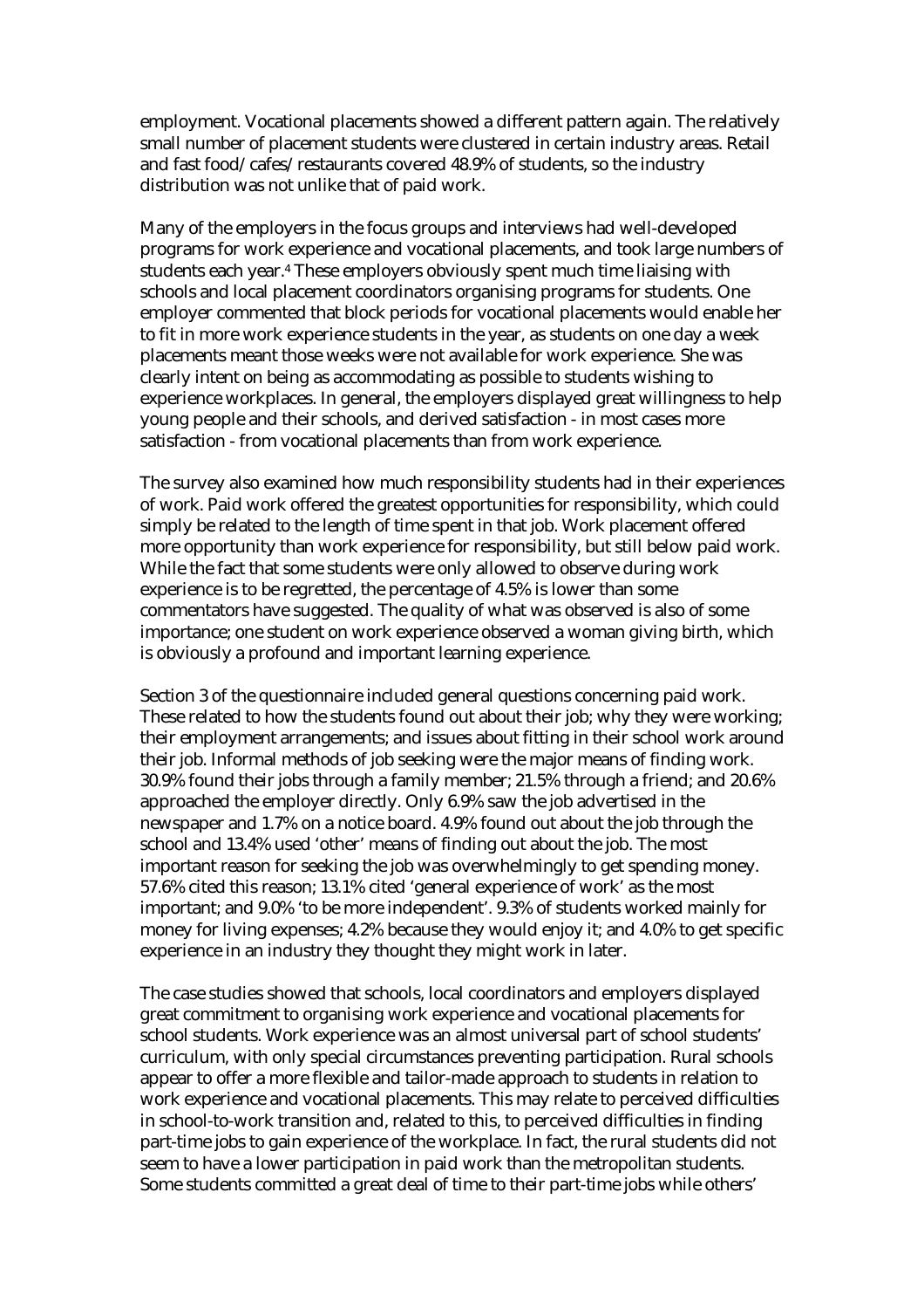employment. Vocational placements showed a different pattern again. The relatively small number of placement students were clustered in certain industry areas. Retail and fast food/cafes/restaurants covered 48.9% of students, so the industry distribution was not unlike that of paid work.

Many of the employers in the focus groups and interviews had well-developed programs for work experience and vocational placements, and took large numbers of students each year.[4] These employers obviously spent much time liaising with schools and local placement coordinators organising programs for students. One employer commented that block periods for vocational placements would enable her to fit in more work experience students in the year, as students on one day a week placements meant those weeks were not available for work experience. She was clearly intent on being as accommodating as possible to students wishing to experience workplaces. In general, the employers displayed great willingness to help young people and their schools, and derived satisfaction - in most cases more satisfaction - from vocational placements than from work experience.

The survey also examined how much responsibility students had in their experiences of work. Paid work offered the greatest opportunities for responsibility, which could simply be related to the length of time spent in that job. Work placement offered more opportunity than work experience for responsibility, but still below paid work. While the fact that some students were only allowed to observe during work experience is to be regretted, the percentage of 4.5% is lower than some commentators have suggested. The quality of what was observed is also of some importance; one student on work experience observed a woman giving birth, which is obviously a profound and important learning experience.

Section 3 of the questionnaire included general questions concerning paid work. These related to how the students found out about their job; why they were working; their employment arrangements; and issues about fitting in their school work around their job. Informal methods of job seeking were the major means of finding work. 30.9% found their jobs through a family member; 21.5% through a friend; and 20.6% approached the employer directly. Only 6.9% saw the job advertised in the newspaper and 1.7% on a notice board. 4.9% found out about the job through the school and 13.4% used 'other' means of finding out about the job. The most important reason for seeking the job was overwhelmingly to get spending money. 57.6% cited this reason; 13.1% cited 'general experience of work' as the most important; and 9.0% 'to be more independent'. 9.3% of students worked mainly for money for living expenses; 4.2% because they would enjoy it; and 4.0% to get specific experience in an industry they thought they might work in later.

The case studies showed that schools, local coordinators and employers displayed great commitment to organising work experience and vocational placements for school students. Work experience was an almost universal part of school students' curriculum, with only special circumstances preventing participation. Rural schools appear to offer a more flexible and tailor-made approach to students in relation to work experience and vocational placements. This may relate to perceived difficulties in school-to-work transition and, related to this, to perceived difficulties in finding part-time jobs to gain experience of the workplace. In fact, the rural students did not seem to have a lower participation in paid work than the metropolitan students. Some students committed a great deal of time to their part-time jobs while others'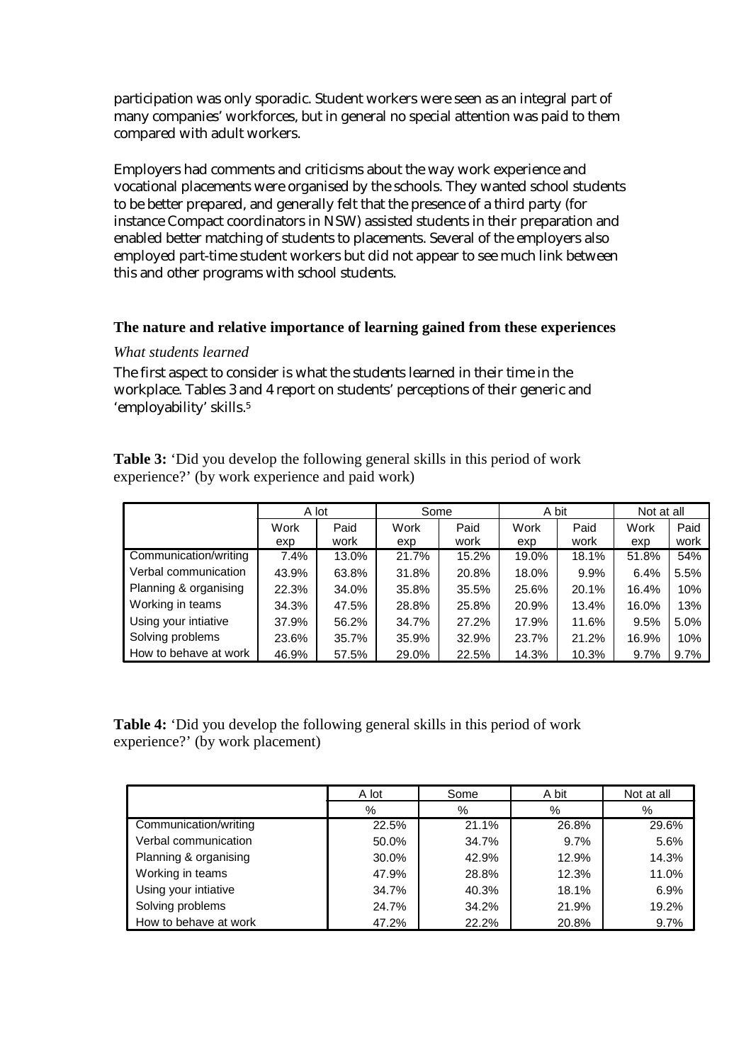participation was only sporadic. Student workers were seen as an integral part of many companies' workforces, but in general no special attention was paid to them compared with adult workers.

Employers had comments and criticisms about the way work experience and vocational placements were organised by the schools. They wanted school students to be better prepared, and generally felt that the presence of a third party (for instance Compact coordinators in NSW) assisted students in their preparation and enabled better matching of students to placements. Several of the employers also employed part-time student workers but did not appear to see much link between this and other programs with school students.

### The nature and relative importance of learning gained from these experiences

*What students learned*

The first aspect to consider is what the students learned in their time in the workplace. Tables 3 and 4 report on students' perceptions of their generic and 'employability' skills.[5]

**Table 3:** 'Did you develop the following general skills in this period of work experience?' (by work experience and paid work)

| | A lot | | Some | | A bit | | Not at all | |
|---|---|---|---|---|---|---|---|---|
| | Work exp | Paid work | Work exp | Paid work | Work exp | Paid work | Work exp | Paid work |
| Communication/writing | 7.4% | 13.0% | 21.7% | 15.2% | 19.0% | 18.1% | 51.8% | 54% |
| Verbal communication | 43.9% | 63.8% | 31.8% | 20.8% | 18.0% | 9.9% | 6.4% | 5.5% |
| Planning & organising | 22.3% | 34.0% | 35.8% | 35.5% | 25.6% | 20.1% | 16.4% | 10% |
| Working in teams | 34.3% | 47.5% | 28.8% | 25.8% | 20.9% | 13.4% | 16.0% | 13% |
| Using your intiative | 37.9% | 56.2% | 34.7% | 27.2% | 17.9% | 11.6% | 9.5% | 5.0% |
| Solving problems | 23.6% | 35.7% | 35.9% | 32.9% | 23.7% | 21.2% | 16.9% | 10% |
| How to behave at work | 46.9% | 57.5% | 29.0% | 22.5% | 14.3% | 10.3% | 9.7% | 9.7% |

**Table 4:** 'Did you develop the following general skills in this period of work experience?' (by work placement)

| | A lot | Some | A bit | Not at all |
|---|---|---|---|---|
| | % | % | % | % |
| Communication/writing | 22.5% | 21.1% | 26.8% | 29.6% |
| Verbal communication | 50.0% | 34.7% | 9.7% | 5.6% |
| Planning & organising | 30.0% | 42.9% | 12.9% | 14.3% |
| Working in teams | 47.9% | 28.8% | 12.3% | 11.0% |
| Using your intiative | 34.7% | 40.3% | 18.1% | 6.9% |
| Solving problems | 24.7% | 34.2% | 21.9% | 19.2% |
| How to behave at work | 47.2% | 22.2% | 20.8% | 9.7% |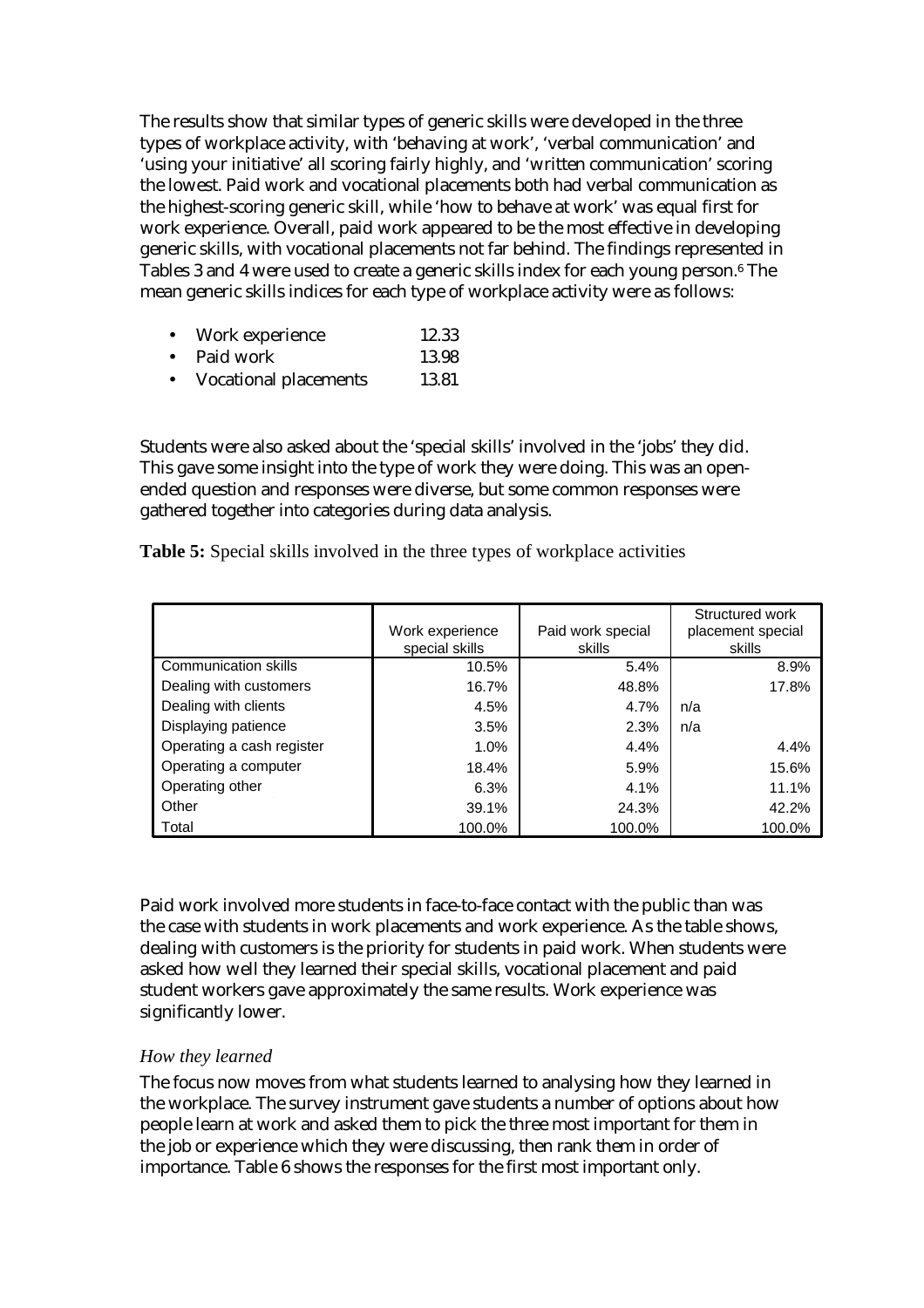The results show that similar types of generic skills were developed in the three types of workplace activity, with 'behaving at work', 'verbal communication' and 'using your initiative' all scoring fairly highly, and 'written communication' scoring the lowest. Paid work and vocational placements both had verbal communication as the highest-scoring generic skill, while 'how to behave at work' was equal first for work experience. Overall, paid work appeared to be the most effective in developing generic skills, with vocational placements not far behind. The findings represented in Tables 3 and 4 were used to create a generic skills index for each young person.[6] The mean generic skills indices for each type of workplace activity were as follows:

- Work experience 12.33
- Paid work 13.98
- Vocational placements 13.81

Students were also asked about the 'special skills' involved in the 'jobs' they did. This gave some insight into the type of work they were doing. This was an open-ended question and responses were diverse, but some common responses were gathered together into categories during data analysis.

**Table 5:** Special skills involved in the three types of workplace activities

| | Work experience special skills | Paid work special skills | Structured work placement special skills |
|---|---|---|---|
| Communication skills | 10.5% | 5.4% | 8.9% |
| Dealing with customers | 16.7% | 48.8% | 17.8% |
| Dealing with clients | 4.5% | 4.7% | n/a |
| Displaying patience | 3.5% | 2.3% | n/a |
| Operating a cash register | 1.0% | 4.4% | 4.4% |
| Operating a computer | 18.4% | 5.9% | 15.6% |
| Operating other | 6.3% | 4.1% | 11.1% |
| Other | 39.1% | 24.3% | 42.2% |
| Total | 100.0% | 100.0% | 100.0% |

Paid work involved more students in face-to-face contact with the public than was the case with students in work placements and work experience. As the table shows, dealing with customers is the priority for students in paid work. When students were asked how well they learned their special skills, vocational placement and paid student workers gave approximately the same results. Work experience was significantly lower.

### *How they learned*

The focus now moves from what students learned to analysing how they learned in the workplace. The survey instrument gave students a number of options about how people learn at work and asked them to pick the three most important for them in the job or experience which they were discussing, then rank them in order of importance. Table 6 shows the responses for the first most important only.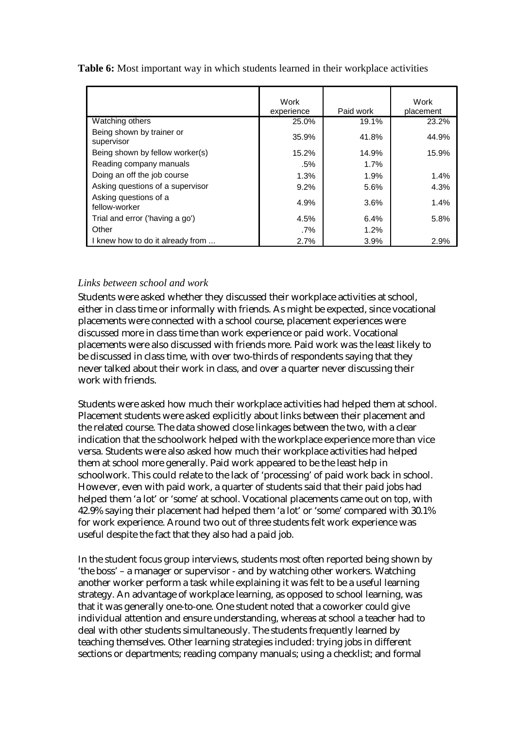**Table 6:** Most important way in which students learned in their workplace activities

| | Work experience | Paid work | Work placement |
|---|---|---|---|
| Watching others | 25.0% | 19.1% | 23.2% |
| Being shown by trainer or supervisor | 35.9% | 41.8% | 44.9% |
| Being shown by fellow worker(s) | 15.2% | 14.9% | 15.9% |
| Reading company manuals | .5% | 1.7% | |
| Doing an off the job course | 1.3% | 1.9% | 1.4% |
| Asking questions of a supervisor | 9.2% | 5.6% | 4.3% |
| Asking questions of a fellow-worker | 4.9% | 3.6% | 1.4% |
| Trial and error ('having a go') | 4.5% | 6.4% | 5.8% |
| Other | .7% | 1.2% | |
| I knew how to do it already from ... | 2.7% | 3.9% | 2.9% |

*Links between school and work*

Students were asked whether they discussed their workplace activities at school, either in class time or informally with friends. As might be expected, since vocational placements were connected with a school course, placement experiences were discussed more in class time than work experience or paid work. Vocational placements were also discussed with friends more. Paid work was the least likely to be discussed in class time, with over two-thirds of respondents saying that they never talked about their work in class, and over a quarter never discussing their work with friends.

Students were asked how much their workplace activities had helped them at school. Placement students were asked explicitly about links between their placement and the related course. The data showed close linkages between the two, with a clear indication that the schoolwork helped with the workplace experience more than vice versa. Students were also asked how much their workplace activities had helped them at school more generally. Paid work appeared to be the least help in schoolwork. This could relate to the lack of 'processing' of paid work back in school. However, even with paid work, a quarter of students said that their paid jobs had helped them 'a lot' or 'some' at school. Vocational placements came out on top, with 42.9% saying their placement had helped them 'a lot' or 'some' compared with 30.1% for work experience. Around two out of three students felt work experience was useful despite the fact that they also had a paid job.

In the student focus group interviews, students most often reported being shown by 'the boss' – a manager or supervisor - and by watching other workers. Watching another worker perform a task while explaining it was felt to be a useful learning strategy. An advantage of workplace learning, as opposed to school learning, was that it was generally one-to-one. One student noted that a coworker could give individual attention and ensure understanding, whereas at school a teacher had to deal with other students simultaneously. The students frequently learned by teaching themselves. Other learning strategies included: trying jobs in different sections or departments; reading company manuals; using a checklist; and formal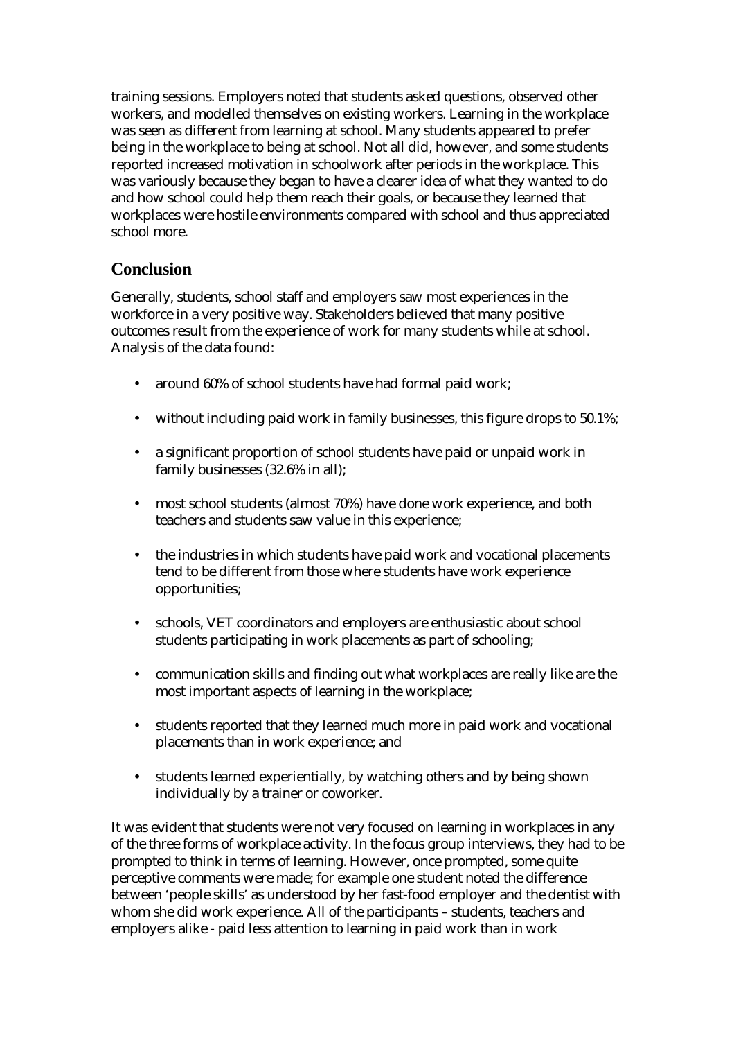training sessions. Employers noted that students asked questions, observed other workers, and modelled themselves on existing workers. Learning in the workplace was seen as different from learning at school. Many students appeared to prefer being in the workplace to being at school. Not all did, however, and some students reported increased motivation in schoolwork after periods in the workplace. This was variously because they began to have a clearer idea of what they wanted to do and how school could help them reach their goals, or because they learned that workplaces were hostile environments compared with school and thus appreciated school more.

## Conclusion

Generally, students, school staff and employers saw most experiences in the workforce in a very positive way. Stakeholders believed that many positive outcomes result from the experience of work for many students while at school. Analysis of the data found:

- around 60% of school students have had formal paid work;
- without including paid work in family businesses, this figure drops to 50.1%;
- a significant proportion of school students have paid or unpaid work in family businesses (32.6% in all);
- most school students (almost 70%) have done work experience, and both teachers and students saw value in this experience;
- the industries in which students have paid work and vocational placements tend to be different from those where students have work experience opportunities;
- schools, VET coordinators and employers are enthusiastic about school students participating in work placements as part of schooling;
- communication skills and finding out what workplaces are really like are the most important aspects of learning in the workplace;
- students reported that they learned much more in paid work and vocational placements than in work experience; and
- students learned experientially, by watching others and by being shown individually by a trainer or coworker.

It was evident that students were not very focused on learning in workplaces in any of the three forms of workplace activity. In the focus group interviews, they had to be prompted to think in terms of learning. However, once prompted, some quite perceptive comments were made; for example one student noted the difference between 'people skills' as understood by her fast-food employer and the dentist with whom she did work experience. All of the participants – students, teachers and employers alike - paid less attention to learning in paid work than in work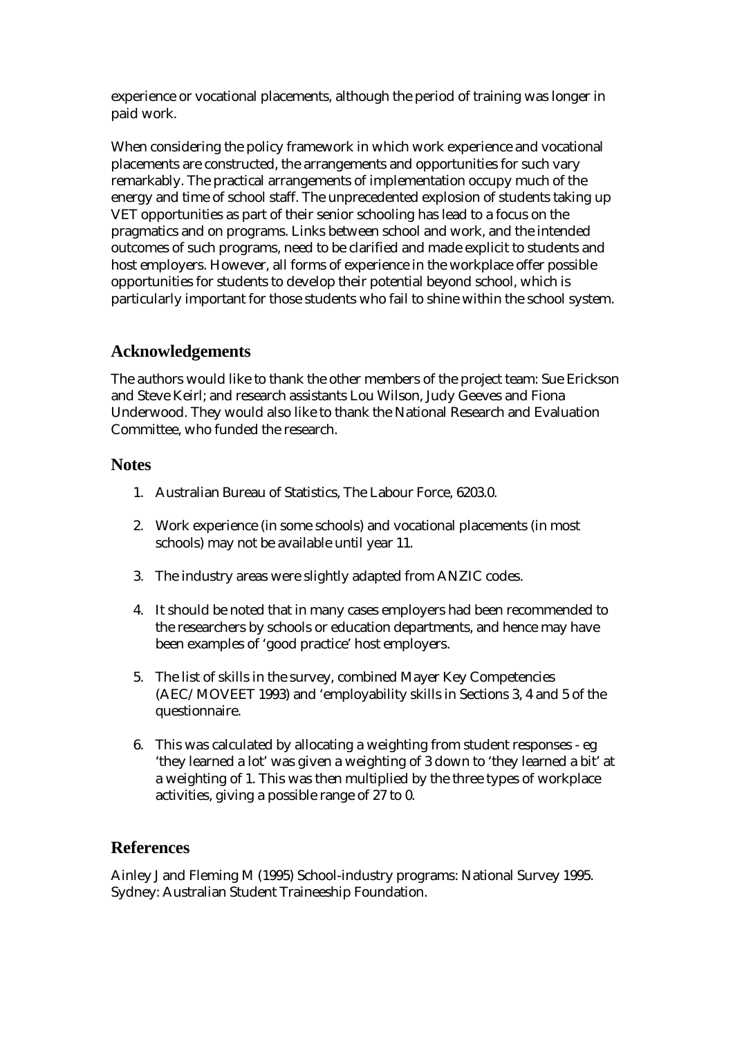experience or vocational placements, although the period of training was longer in paid work.

When considering the policy framework in which work experience and vocational placements are constructed, the arrangements and opportunities for such vary remarkably. The practical arrangements of implementation occupy much of the energy and time of school staff. The unprecedented explosion of students taking up VET opportunities as part of their senior schooling has lead to a focus on the pragmatics and on programs. Links between school and work, and the intended outcomes of such programs, need to be clarified and made explicit to students and host employers. However, all forms of experience in the workplace offer possible opportunities for students to develop their potential beyond school, which is particularly important for those students who fail to shine within the school system.

## Acknowledgements

The authors would like to thank the other members of the project team: Sue Erickson and Steve Keirl; and research assistants Lou Wilson, Judy Geeves and Fiona Underwood. They would also like to thank the National Research and Evaluation Committee, who funded the research.

## Notes

1. Australian Bureau of Statistics, The Labour Force, 6203.0.

2. Work experience (in some schools) and vocational placements (in most schools) may not be available until year 11.

3. The industry areas were slightly adapted from ANZIC codes.

4. It should be noted that in many cases employers had been recommended to the researchers by schools or education departments, and hence may have been examples of 'good practice' host employers.

5. The list of skills in the survey, combined Mayer Key Competencies (AEC/MOVEET 1993) and 'employability skills in Sections 3, 4 and 5 of the questionnaire.

6. This was calculated by allocating a weighting from student responses - eg 'they learned a lot' was given a weighting of 3 down to 'they learned a bit' at a weighting of 1. This was then multiplied by the three types of workplace activities, giving a possible range of 27 to 0.

## References

Ainley J and Fleming M (1995) School-industry programs: National Survey 1995. Sydney: Australian Student Traineeship Foundation.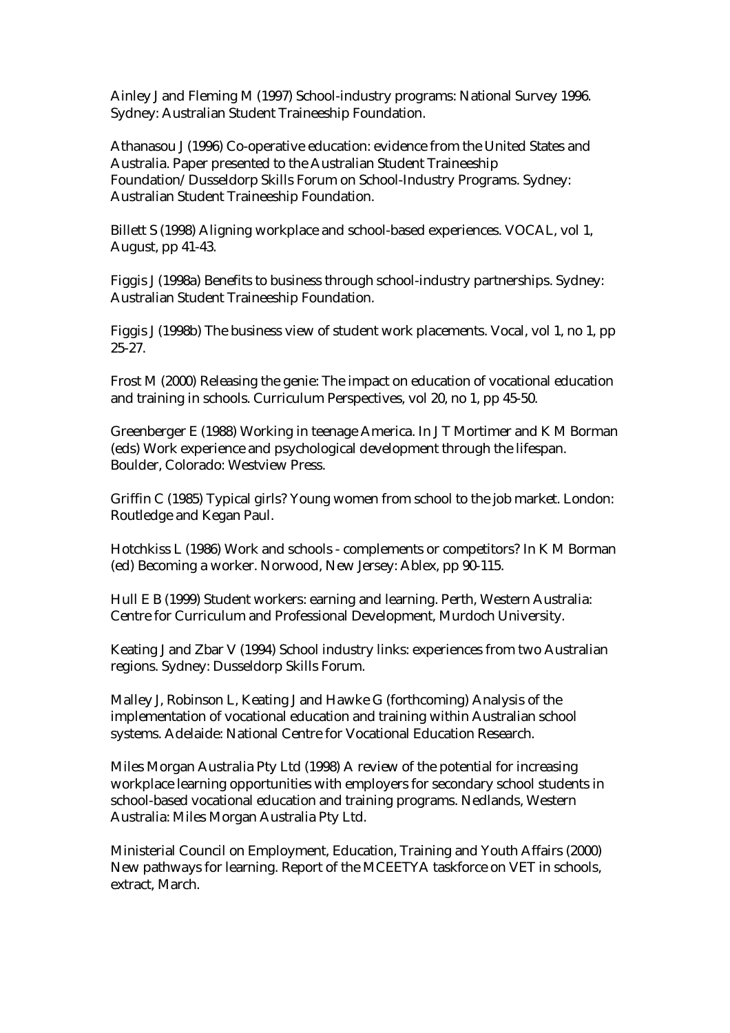Ainley J and Fleming M (1997) School-industry programs: National Survey 1996. Sydney: Australian Student Traineeship Foundation.

Athanasou J (1996) Co-operative education: evidence from the United States and Australia. Paper presented to the Australian Student Traineeship Foundation/Dusseldorp Skills Forum on School-Industry Programs. Sydney: Australian Student Traineeship Foundation.

Billett S (1998) Aligning workplace and school-based experiences. VOCAL, vol 1, August, pp 41-43.

Figgis J (1998a) Benefits to business through school-industry partnerships. Sydney: Australian Student Traineeship Foundation.

Figgis J (1998b) The business view of student work placements. Vocal, vol 1, no 1, pp 25-27.

Frost M (2000) Releasing the genie: The impact on education of vocational education and training in schools. Curriculum Perspectives, vol 20, no 1, pp 45-50.

Greenberger E (1988) Working in teenage America. In J T Mortimer and K M Borman (eds) Work experience and psychological development through the lifespan. Boulder, Colorado: Westview Press.

Griffin C (1985) Typical girls? Young women from school to the job market. London: Routledge and Kegan Paul.

Hotchkiss L (1986) Work and schools - complements or competitors? In K M Borman (ed) Becoming a worker. Norwood, New Jersey: Ablex, pp 90-115.

Hull E B (1999) Student workers: earning and learning. Perth, Western Australia: Centre for Curriculum and Professional Development, Murdoch University.

Keating J and Zbar V (1994) School industry links: experiences from two Australian regions. Sydney: Dusseldorp Skills Forum.

Malley J, Robinson L, Keating J and Hawke G (forthcoming) Analysis of the implementation of vocational education and training within Australian school systems. Adelaide: National Centre for Vocational Education Research.

Miles Morgan Australia Pty Ltd (1998) A review of the potential for increasing workplace learning opportunities with employers for secondary school students in school-based vocational education and training programs. Nedlands, Western Australia: Miles Morgan Australia Pty Ltd.

Ministerial Council on Employment, Education, Training and Youth Affairs (2000) New pathways for learning. Report of the MCEETYA taskforce on VET in schools, extract, March.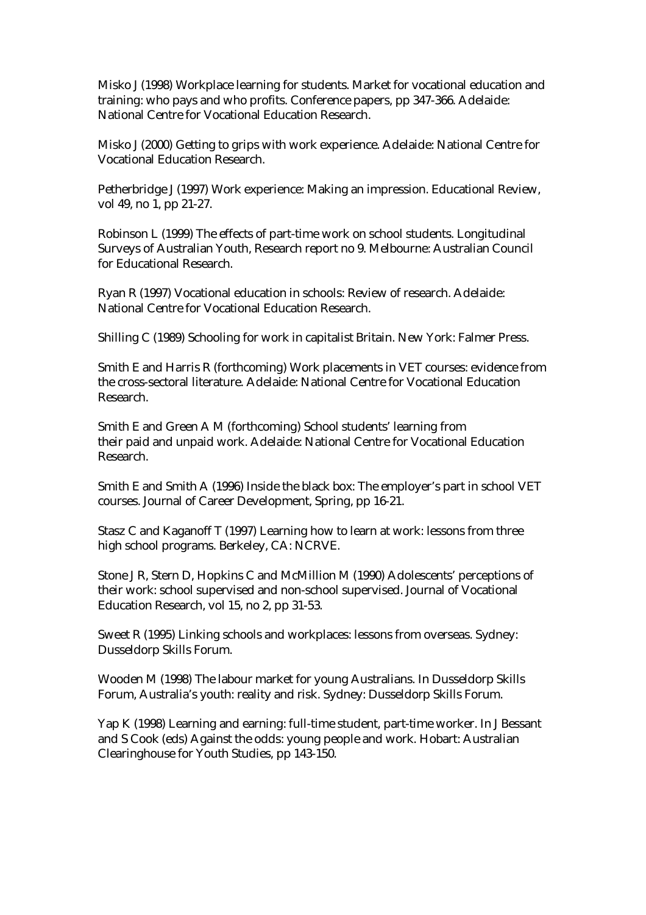Misko J (1998) Workplace learning for students. Market for vocational education and training: who pays and who profits. Conference papers, pp 347-366. Adelaide: National Centre for Vocational Education Research.

Misko J (2000) Getting to grips with work experience. Adelaide: National Centre for Vocational Education Research.

Petherbridge J (1997) Work experience: Making an impression. Educational Review, vol 49, no 1, pp 21-27.

Robinson L (1999) The effects of part-time work on school students. Longitudinal Surveys of Australian Youth, Research report no 9. Melbourne: Australian Council for Educational Research.

Ryan R (1997) Vocational education in schools: Review of research. Adelaide: National Centre for Vocational Education Research.

Shilling C (1989) Schooling for work in capitalist Britain. New York: Falmer Press.

Smith E and Harris R (forthcoming) Work placements in VET courses: evidence from the cross-sectoral literature. Adelaide: National Centre for Vocational Education Research.

Smith E and Green A M (forthcoming) School students' learning from their paid and unpaid work. Adelaide: National Centre for Vocational Education Research.

Smith E and Smith A (1996) Inside the black box: The employer's part in school VET courses. Journal of Career Development, Spring, pp 16-21.

Stasz C and Kaganoff T (1997) Learning how to learn at work: lessons from three high school programs. Berkeley, CA: NCRVE.

Stone J R, Stern D, Hopkins C and McMillion M (1990) Adolescents' perceptions of their work: school supervised and non-school supervised. Journal of Vocational Education Research, vol 15, no 2, pp 31-53.

Sweet R (1995) Linking schools and workplaces: lessons from overseas. Sydney: Dusseldorp Skills Forum.

Wooden M (1998) The labour market for young Australians. In Dusseldorp Skills Forum, Australia's youth: reality and risk. Sydney: Dusseldorp Skills Forum.

Yap K (1998) Learning and earning: full-time student, part-time worker. In J Bessant and S Cook (eds) Against the odds: young people and work. Hobart: Australian Clearinghouse for Youth Studies, pp 143-150.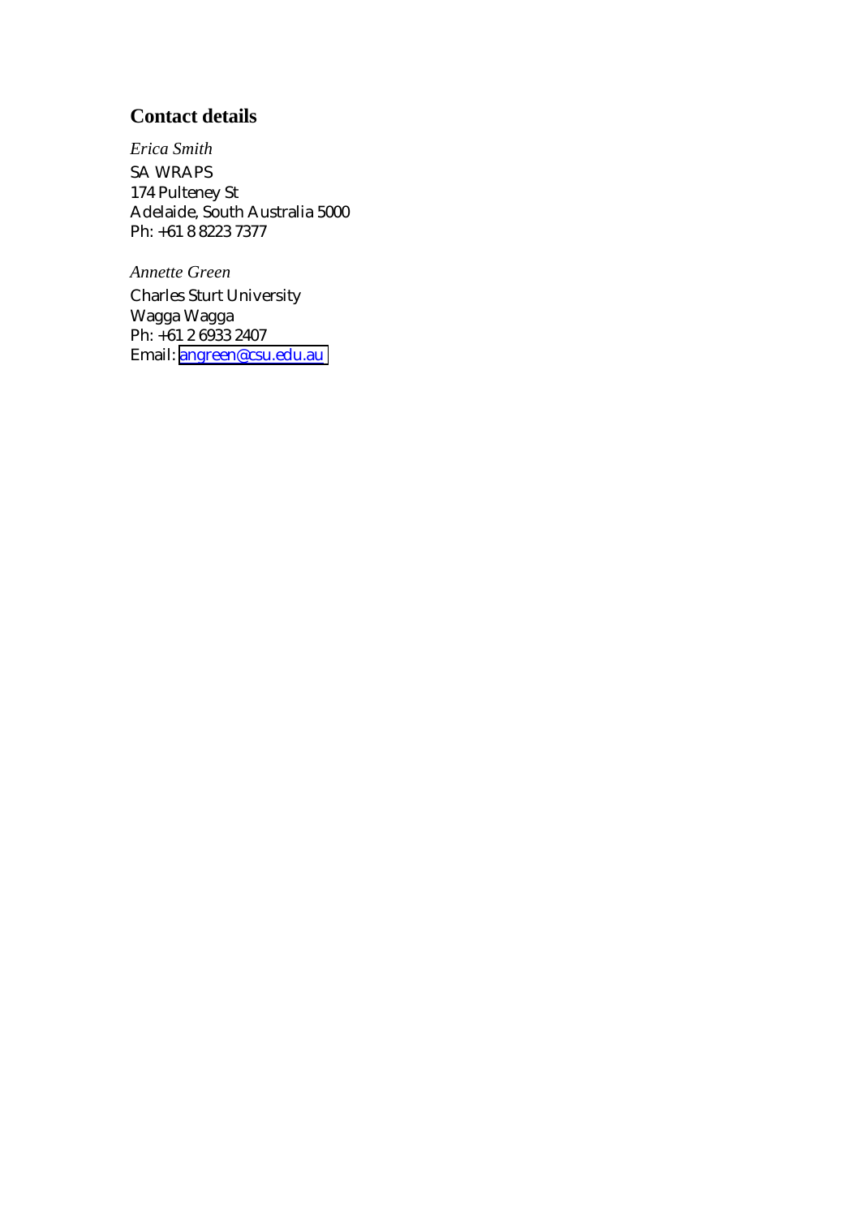## Contact details

*Erica Smith*
SA WRAPS
174 Pulteney St
Adelaide, South Australia 5000
Ph: +61 8 8223 7377

*Annette Green*
Charles Sturt University
Wagga Wagga
Ph: +61 2 6933 2407
Email: angreen@csu.edu.au